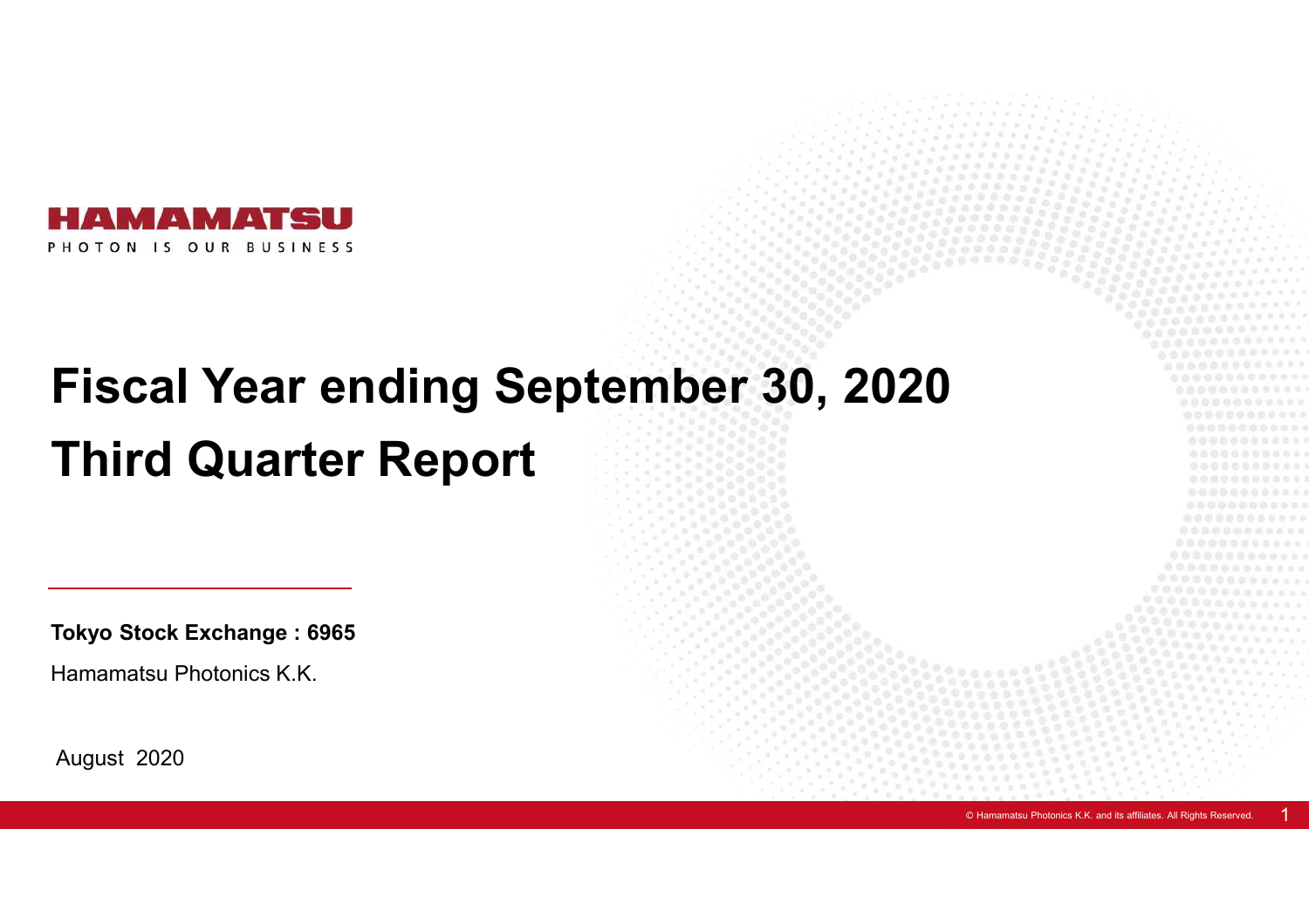HAMAMATSU

PHOTON IS OUR BUSINESS

# Fiscal Year ending September 30, 2020
# Third Quarter Report

**Tokyo Stock Exchange : 6965**

Hamamatsu Photonics K.K.

August 2020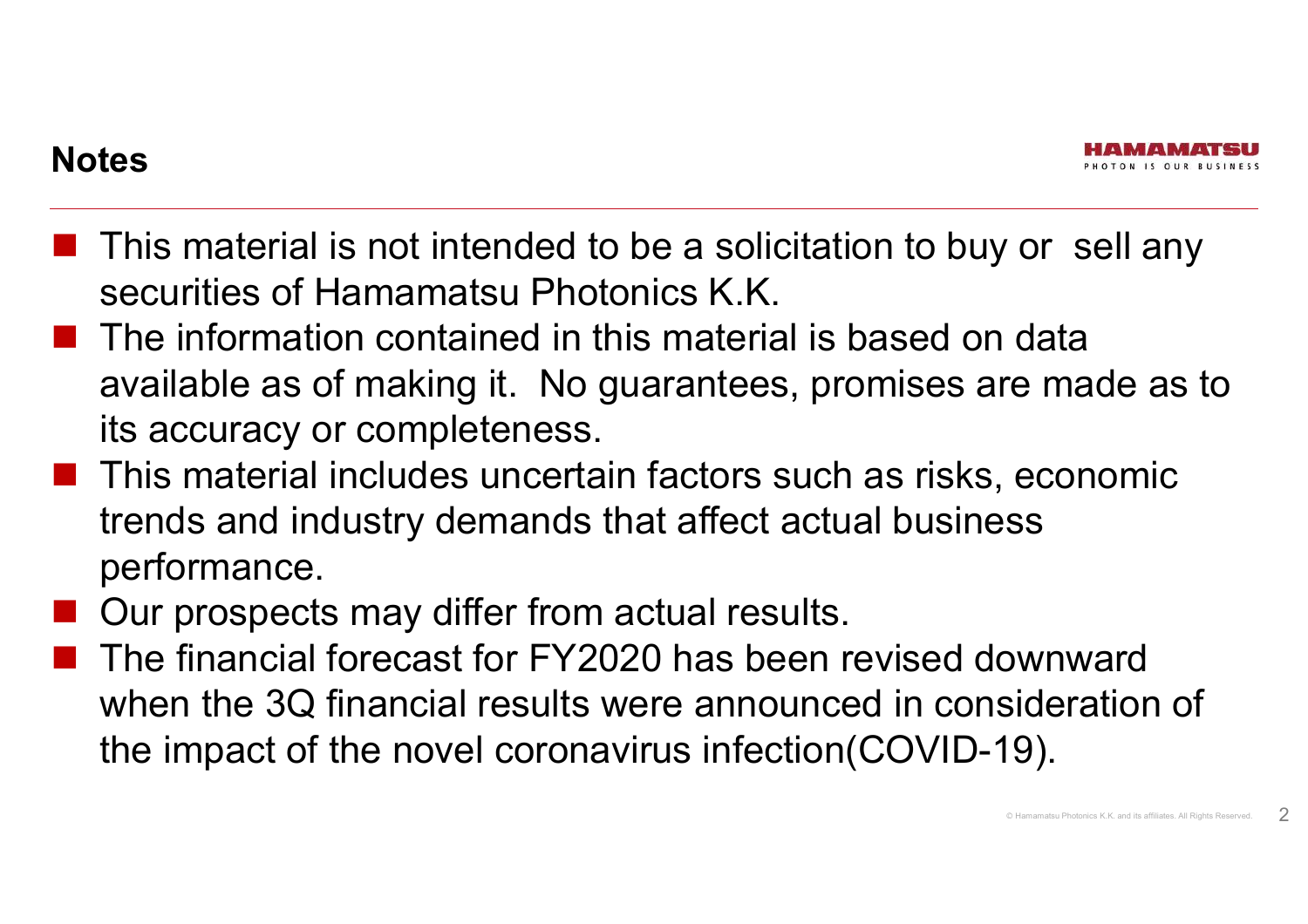## Notes

- This material is not intended to be a solicitation to buy or sell any securities of Hamamatsu Photonics K.K.
- The information contained in this material is based on data available as of making it. No guarantees, promises are made as to its accuracy or completeness.
- This material includes uncertain factors such as risks, economic trends and industry demands that affect actual business performance.
- Our prospects may differ from actual results.
- The financial forecast for FY2020 has been revised downward when the 3Q financial results were announced in consideration of the impact of the novel coronavirus infection(COVID-19).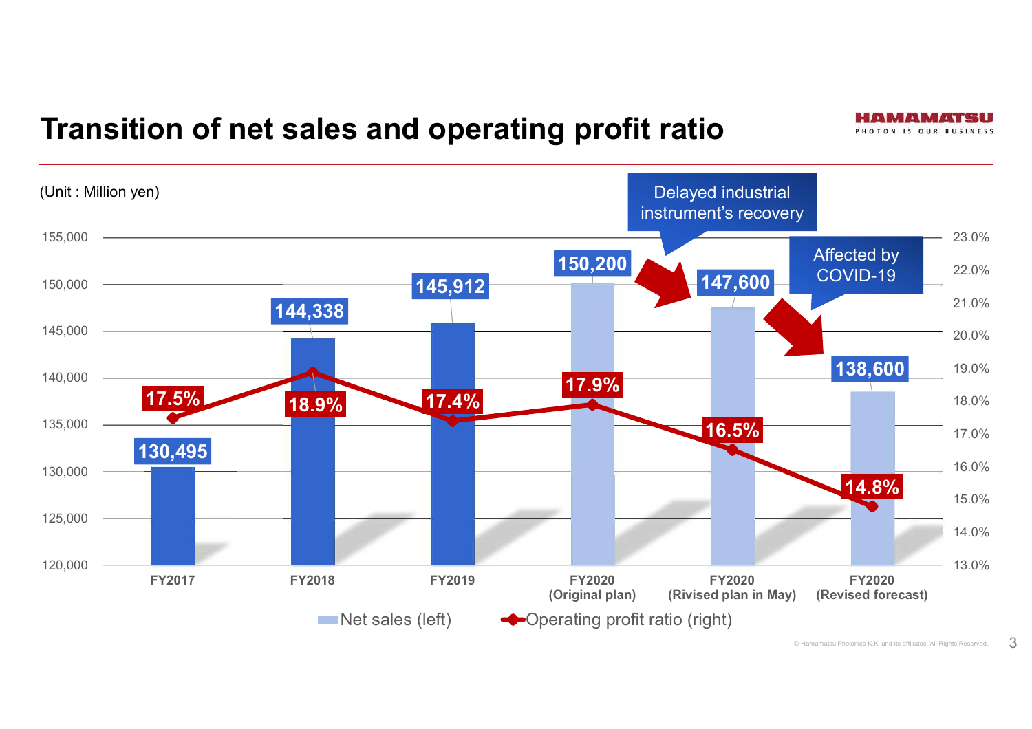# Transition of net sales and operating profit ratio

(Unit : Million yen)

| | FY2017 | FY2018 | FY2019 | FY2020 (Original plan) | FY2020 (Rivised plan in May) | FY2020 (Revised forecast) |
|---|---|---|---|---|---|---|
| Net sales (left) | 130,495 | 144,338 | 145,912 | 150,200 | 147,600 | 138,600 |
| Operating profit ratio (right) | 17.5% | 18.9% | 17.4% | 17.9% | 16.5% | 14.8% |

Delayed industrial instrument's recovery

Affected by COVID-19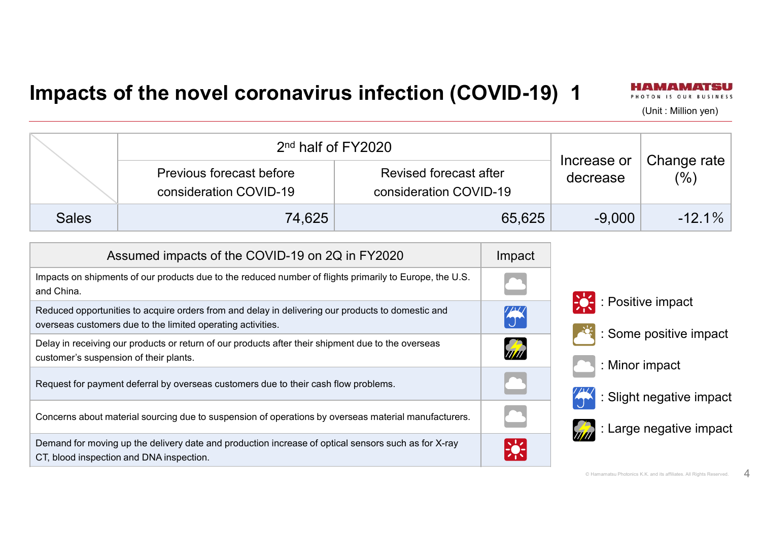# Impacts of the novel coronavirus infection (COVID-19) 1

(Unit : Million yen)

| | 2nd half of FY2020 | | Increase or decrease | Change rate (%) |
|---|---|---|---|---|
| | Previous forecast before consideration COVID-19 | Revised forecast after consideration COVID-19 | | |
| Sales | 74,625 | 65,625 | -9,000 | -12.1% |

| Assumed impacts of the COVID-19 on 2Q in FY2020 | Impact |
|---|---|
| Impacts on shipments of our products due to the reduced number of flights primarily to Europe, the U.S. and China. | Minor impact |
| Reduced opportunities to acquire orders from and delay in delivering our products to domestic and overseas customers due to the limited operating activities. | Slight negative impact |
| Delay in receiving our products or return of our products after their shipment due to the overseas customer's suspension of their plants. | Large negative impact |
| Request for payment deferral by overseas customers due to their cash flow problems. | Minor impact |
| Concerns about material sourcing due to suspension of operations by overseas material manufacturers. | Minor impact |
| Demand for moving up the delivery date and production increase of optical sensors such as for X-ray CT, blood inspection and DNA inspection. | Positive impact |

- : Positive impact
- : Some positive impact
- : Minor impact
- : Slight negative impact
- : Large negative impact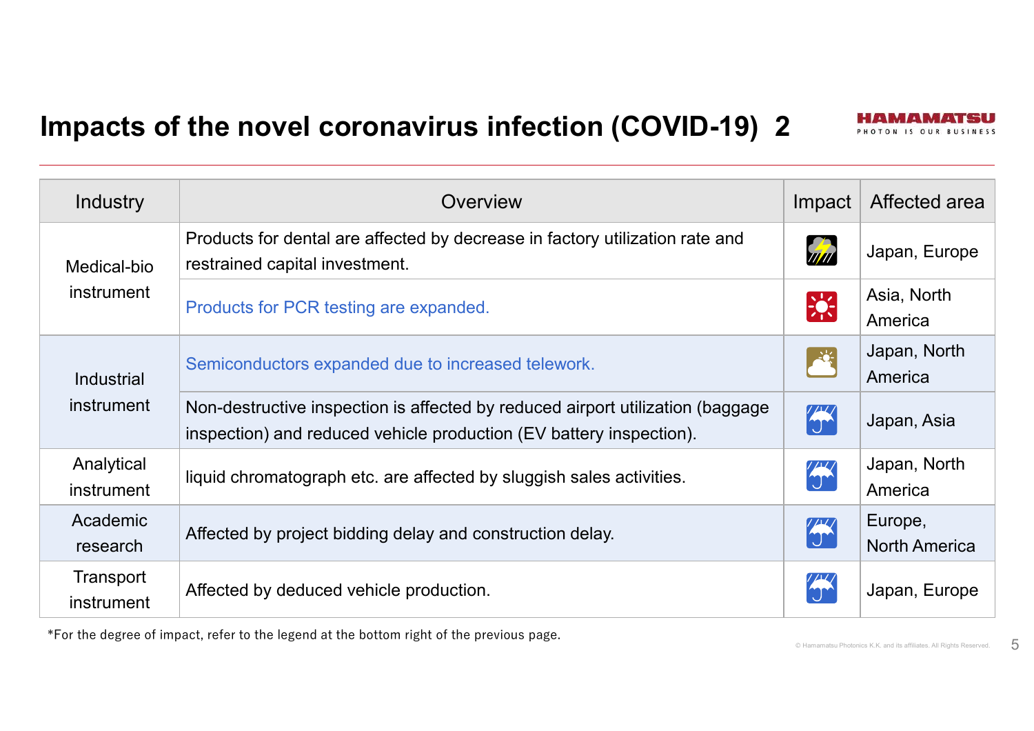# Impacts of the novel coronavirus infection (COVID-19) 2

| Industry | Overview | Impact | Affected area |
|---|---|---|---|
| Medical-bio instrument | Products for dental are affected by decrease in factory utilization rate and restrained capital investment. | | Japan, Europe |
| | Products for PCR testing are expanded. | | Asia, North America |
| Industrial instrument | Semiconductors expanded due to increased telework. | | Japan, North America |
| | Non-destructive inspection is affected by reduced airport utilization (baggage inspection) and reduced vehicle production (EV battery inspection). | | Japan, Asia |
| Analytical instrument | liquid chromatograph etc. are affected by sluggish sales activities. | | Japan, North America |
| Academic research | Affected by project bidding delay and construction delay. | | Europe, North America |
| Transport instrument | Affected by deduced vehicle production. | | Japan, Europe |

*For the degree of impact, refer to the legend at the bottom right of the previous page.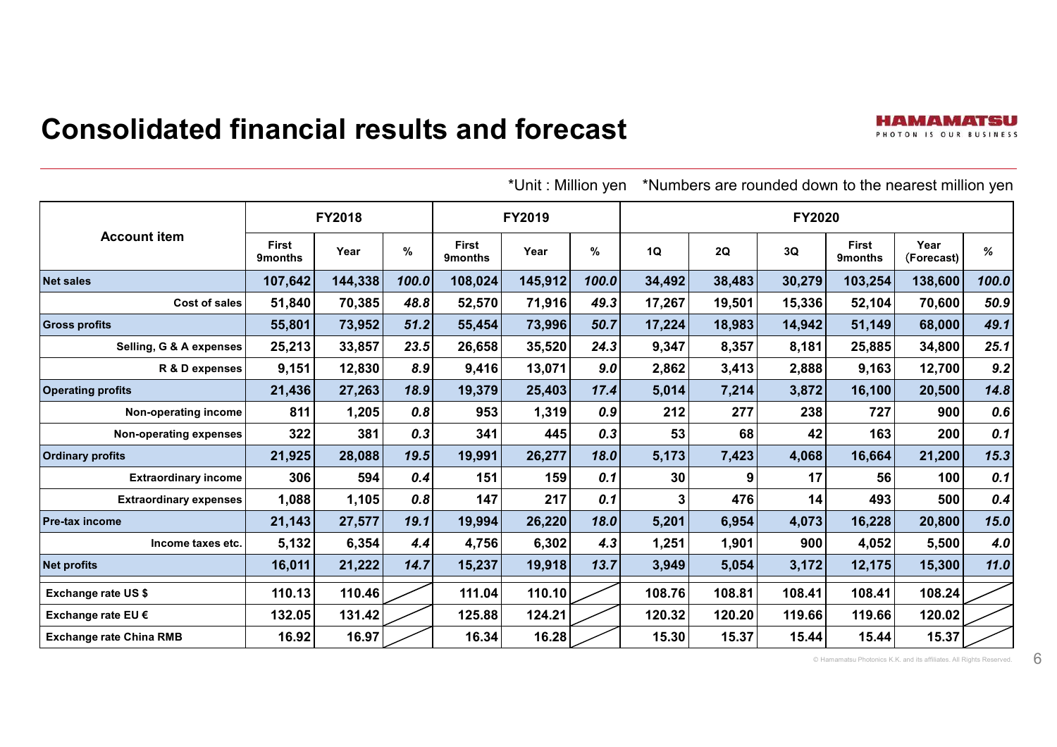# Consolidated financial results and forecast

*Unit : Million yen　*Numbers are rounded down to the nearest million yen

| Account item | FY2018 | | | FY2019 | | | FY2020 | | | | | |
|---|---|---|---|---|---|---|---|---|---|---|---|---|
| | First 9months | Year | % | First 9months | Year | % | 1Q | 2Q | 3Q | First 9months | Year (Forecast) | % |
| **Net sales** | 107,642 | 144,338 | *100.0* | 108,024 | 145,912 | *100.0* | 34,492 | 38,483 | 30,279 | 103,254 | 138,600 | *100.0* |
| Cost of sales | 51,840 | 70,385 | *48.8* | 52,570 | 71,916 | *49.3* | 17,267 | 19,501 | 15,336 | 52,104 | 70,600 | *50.9* |
| **Gross profits** | 55,801 | 73,952 | *51.2* | 55,454 | 73,996 | *50.7* | 17,224 | 18,983 | 14,942 | 51,149 | 68,000 | *49.1* |
| Selling, G & A expenses | 25,213 | 33,857 | *23.5* | 26,658 | 35,520 | *24.3* | 9,347 | 8,357 | 8,181 | 25,885 | 34,800 | *25.1* |
| R & D expenses | 9,151 | 12,830 | *8.9* | 9,416 | 13,071 | *9.0* | 2,862 | 3,413 | 2,888 | 9,163 | 12,700 | *9.2* |
| **Operating profits** | 21,436 | 27,263 | *18.9* | 19,379 | 25,403 | *17.4* | 5,014 | 7,214 | 3,872 | 16,100 | 20,500 | *14.8* |
| Non-operating income | 811 | 1,205 | *0.8* | 953 | 1,319 | *0.9* | 212 | 277 | 238 | 727 | 900 | *0.6* |
| Non-operating expenses | 322 | 381 | *0.3* | 341 | 445 | *0.3* | 53 | 68 | 42 | 163 | 200 | *0.1* |
| **Ordinary profits** | 21,925 | 28,088 | *19.5* | 19,991 | 26,277 | *18.0* | 5,173 | 7,423 | 4,068 | 16,664 | 21,200 | *15.3* |
| Extraordinary income | 306 | 594 | *0.4* | 151 | 159 | *0.1* | 30 | 9 | 17 | 56 | 100 | *0.1* |
| Extraordinary expenses | 1,088 | 1,105 | *0.8* | 147 | 217 | *0.1* | 3 | 476 | 14 | 493 | 500 | *0.4* |
| **Pre-tax income** | 21,143 | 27,577 | *19.1* | 19,994 | 26,220 | *18.0* | 5,201 | 6,954 | 4,073 | 16,228 | 20,800 | *15.0* |
| Income taxes etc. | 5,132 | 6,354 | *4.4* | 4,756 | 6,302 | *4.3* | 1,251 | 1,901 | 900 | 4,052 | 5,500 | *4.0* |
| **Net profits** | 16,011 | 21,222 | *14.7* | 15,237 | 19,918 | *13.7* | 3,949 | 5,054 | 3,172 | 12,175 | 15,300 | *11.0* |
| Exchange rate US $ | 110.13 | 110.46 | | 111.04 | 110.10 | | 108.76 | 108.81 | 108.41 | 108.41 | 108.24 | |
| Exchange rate EU € | 132.05 | 131.42 | | 125.88 | 124.21 | | 120.32 | 120.20 | 119.66 | 119.66 | 120.02 | |
| Exchange rate China RMB | 16.92 | 16.97 | | 16.34 | 16.28 | | 15.30 | 15.37 | 15.44 | 15.44 | 15.37 | |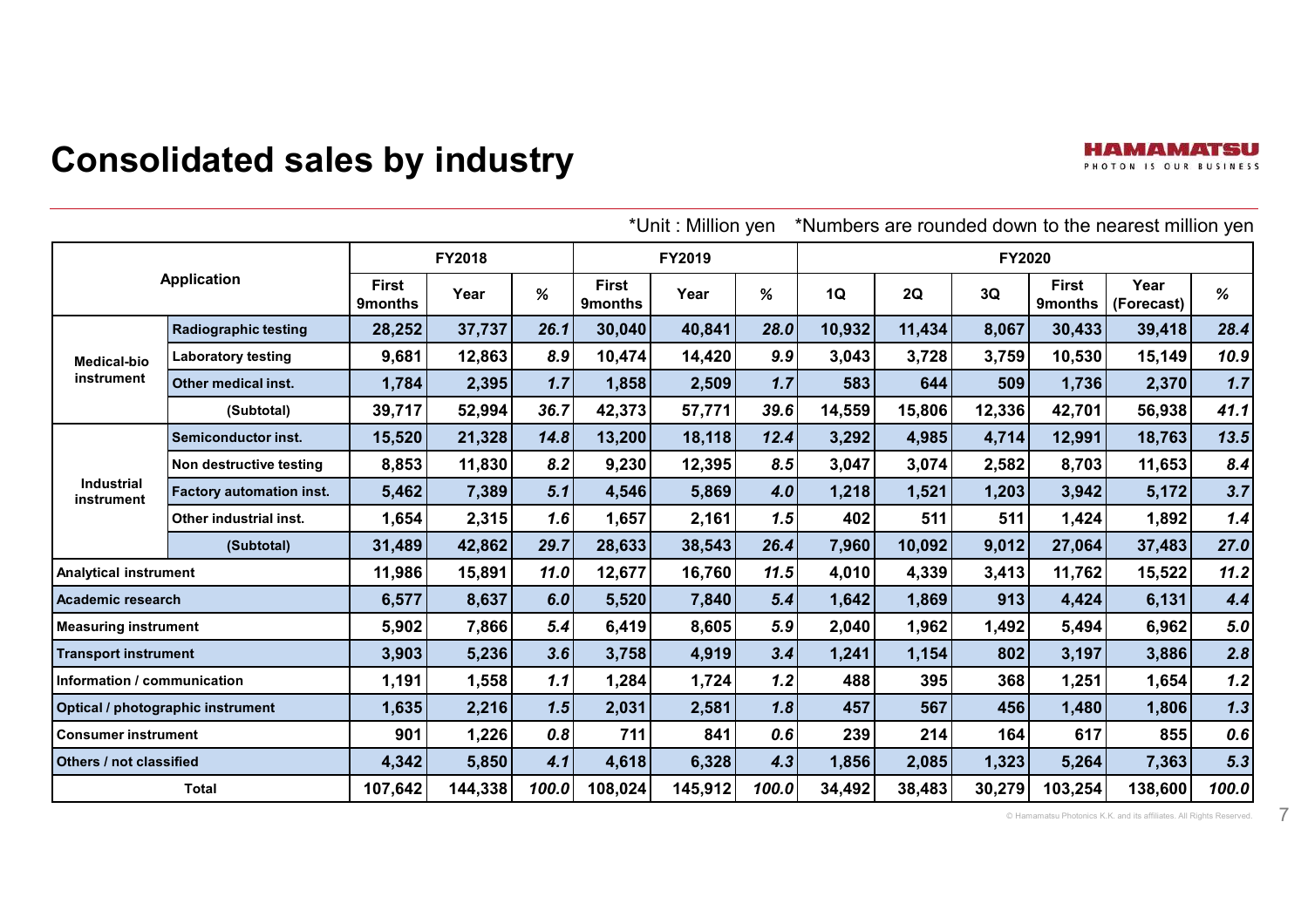# Consolidated sales by industry

*Unit : Million yen　*Numbers are rounded down to the nearest million yen

| Application | | FY2018 | | | FY2019 | | | FY2020 | | | | | |
|---|---|---|---|---|---|---|---|---|---|---|---|---|---|
| | | First 9months | Year | % | First 9months | Year | % | 1Q | 2Q | 3Q | First 9months | Year (Forecast) | % |
| Medical-bio instrument | Radiographic testing | 28,252 | 37,737 | 26.1 | 30,040 | 40,841 | 28.0 | 10,932 | 11,434 | 8,067 | 30,433 | 39,418 | 28.4 |
| | Laboratory testing | 9,681 | 12,863 | 8.9 | 10,474 | 14,420 | 9.9 | 3,043 | 3,728 | 3,759 | 10,530 | 15,149 | 10.9 |
| | Other medical inst. | 1,784 | 2,395 | 1.7 | 1,858 | 2,509 | 1.7 | 583 | 644 | 509 | 1,736 | 2,370 | 1.7 |
| | (Subtotal) | 39,717 | 52,994 | 36.7 | 42,373 | 57,771 | 39.6 | 14,559 | 15,806 | 12,336 | 42,701 | 56,938 | 41.1 |
| Industrial instrument | Semiconductor inst. | 15,520 | 21,328 | 14.8 | 13,200 | 18,118 | 12.4 | 3,292 | 4,985 | 4,714 | 12,991 | 18,763 | 13.5 |
| | Non destructive testing | 8,853 | 11,830 | 8.2 | 9,230 | 12,395 | 8.5 | 3,047 | 3,074 | 2,582 | 8,703 | 11,653 | 8.4 |
| | Factory automation inst. | 5,462 | 7,389 | 5.1 | 4,546 | 5,869 | 4.0 | 1,218 | 1,521 | 1,203 | 3,942 | 5,172 | 3.7 |
| | Other industrial inst. | 1,654 | 2,315 | 1.6 | 1,657 | 2,161 | 1.5 | 402 | 511 | 511 | 1,424 | 1,892 | 1.4 |
| | (Subtotal) | 31,489 | 42,862 | 29.7 | 28,633 | 38,543 | 26.4 | 7,960 | 10,092 | 9,012 | 27,064 | 37,483 | 27.0 |
| Analytical instrument | | 11,986 | 15,891 | 11.0 | 12,677 | 16,760 | 11.5 | 4,010 | 4,339 | 3,413 | 11,762 | 15,522 | 11.2 |
| Academic research | | 6,577 | 8,637 | 6.0 | 5,520 | 7,840 | 5.4 | 1,642 | 1,869 | 913 | 4,424 | 6,131 | 4.4 |
| Measuring instrument | | 5,902 | 7,866 | 5.4 | 6,419 | 8,605 | 5.9 | 2,040 | 1,962 | 1,492 | 5,494 | 6,962 | 5.0 |
| Transport instrument | | 3,903 | 5,236 | 3.6 | 3,758 | 4,919 | 3.4 | 1,241 | 1,154 | 802 | 3,197 | 3,886 | 2.8 |
| Information / communication | | 1,191 | 1,558 | 1.1 | 1,284 | 1,724 | 1.2 | 488 | 395 | 368 | 1,251 | 1,654 | 1.2 |
| Optical / photographic instrument | | 1,635 | 2,216 | 1.5 | 2,031 | 2,581 | 1.8 | 457 | 567 | 456 | 1,480 | 1,806 | 1.3 |
| Consumer instrument | | 901 | 1,226 | 0.8 | 711 | 841 | 0.6 | 239 | 214 | 164 | 617 | 855 | 0.6 |
| Others / not classified | | 4,342 | 5,850 | 4.1 | 4,618 | 6,328 | 4.3 | 1,856 | 2,085 | 1,323 | 5,264 | 7,363 | 5.3 |
| Total | | 107,642 | 144,338 | 100.0 | 108,024 | 145,912 | 100.0 | 34,492 | 38,483 | 30,279 | 103,254 | 138,600 | 100.0 |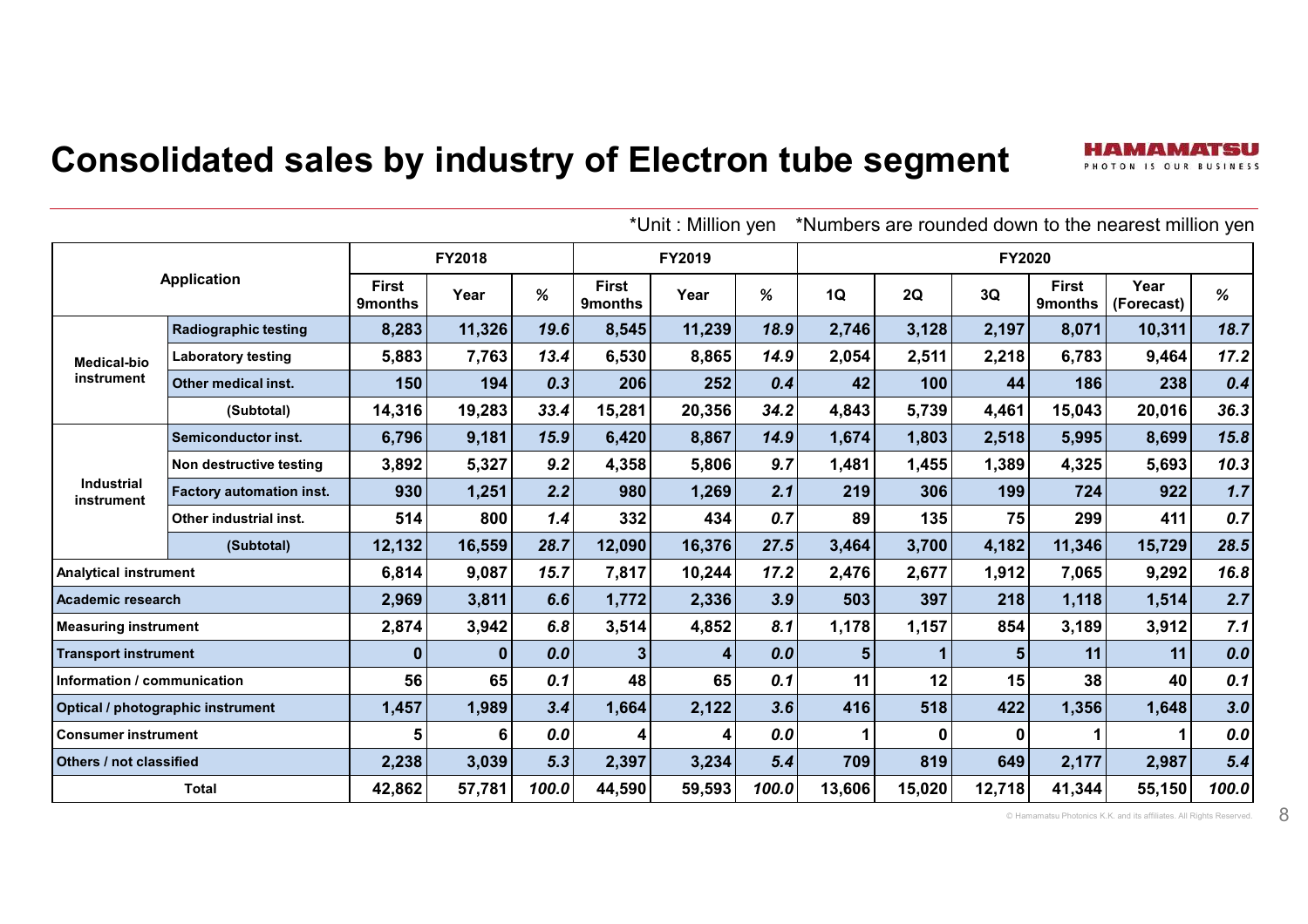# Consolidated sales by industry of Electron tube segment

*Unit : Million yen *Numbers are rounded down to the nearest million yen

| Application | | FY2018 | | | FY2019 | | | FY2020 | | | | | |
|---|---|---|---|---|---|---|---|---|---|---|---|---|---|
| | | First 9months | Year | % | First 9months | Year | % | 1Q | 2Q | 3Q | First 9months | Year (Forecast) | % |
| Medical-bio instrument | Radiographic testing | 8,283 | 11,326 | 19.6 | 8,545 | 11,239 | 18.9 | 2,746 | 3,128 | 2,197 | 8,071 | 10,311 | 18.7 |
| | Laboratory testing | 5,883 | 7,763 | 13.4 | 6,530 | 8,865 | 14.9 | 2,054 | 2,511 | 2,218 | 6,783 | 9,464 | 17.2 |
| | Other medical inst. | 150 | 194 | 0.3 | 206 | 252 | 0.4 | 42 | 100 | 44 | 186 | 238 | 0.4 |
| | (Subtotal) | 14,316 | 19,283 | 33.4 | 15,281 | 20,356 | 34.2 | 4,843 | 5,739 | 4,461 | 15,043 | 20,016 | 36.3 |
| Industrial instrument | Semiconductor inst. | 6,796 | 9,181 | 15.9 | 6,420 | 8,867 | 14.9 | 1,674 | 1,803 | 2,518 | 5,995 | 8,699 | 15.8 |
| | Non destructive testing | 3,892 | 5,327 | 9.2 | 4,358 | 5,806 | 9.7 | 1,481 | 1,455 | 1,389 | 4,325 | 5,693 | 10.3 |
| | Factory automation inst. | 930 | 1,251 | 2.2 | 980 | 1,269 | 2.1 | 219 | 306 | 199 | 724 | 922 | 1.7 |
| | Other industrial inst. | 514 | 800 | 1.4 | 332 | 434 | 0.7 | 89 | 135 | 75 | 299 | 411 | 0.7 |
| | (Subtotal) | 12,132 | 16,559 | 28.7 | 12,090 | 16,376 | 27.5 | 3,464 | 3,700 | 4,182 | 11,346 | 15,729 | 28.5 |
| Analytical instrument | | 6,814 | 9,087 | 15.7 | 7,817 | 10,244 | 17.2 | 2,476 | 2,677 | 1,912 | 7,065 | 9,292 | 16.8 |
| Academic research | | 2,969 | 3,811 | 6.6 | 1,772 | 2,336 | 3.9 | 503 | 397 | 218 | 1,118 | 1,514 | 2.7 |
| Measuring instrument | | 2,874 | 3,942 | 6.8 | 3,514 | 4,852 | 8.1 | 1,178 | 1,157 | 854 | 3,189 | 3,912 | 7.1 |
| Transport instrument | | 0 | 0 | 0.0 | 3 | 4 | 0.0 | 5 | 1 | 5 | 11 | 11 | 0.0 |
| Information / communication | | 56 | 65 | 0.1 | 48 | 65 | 0.1 | 11 | 12 | 15 | 38 | 40 | 0.1 |
| Optical / photographic instrument | | 1,457 | 1,989 | 3.4 | 1,664 | 2,122 | 3.6 | 416 | 518 | 422 | 1,356 | 1,648 | 3.0 |
| Consumer instrument | | 5 | 6 | 0.0 | 4 | 4 | 0.0 | 1 | 0 | 0 | 1 | 1 | 0.0 |
| Others / not classified | | 2,238 | 3,039 | 5.3 | 2,397 | 3,234 | 5.4 | 709 | 819 | 649 | 2,177 | 2,987 | 5.4 |
| Total | | 42,862 | 57,781 | 100.0 | 44,590 | 59,593 | 100.0 | 13,606 | 15,020 | 12,718 | 41,344 | 55,150 | 100.0 |

© Hamamatsu Photonics K.K. and its affiliates. All Rights Reserved.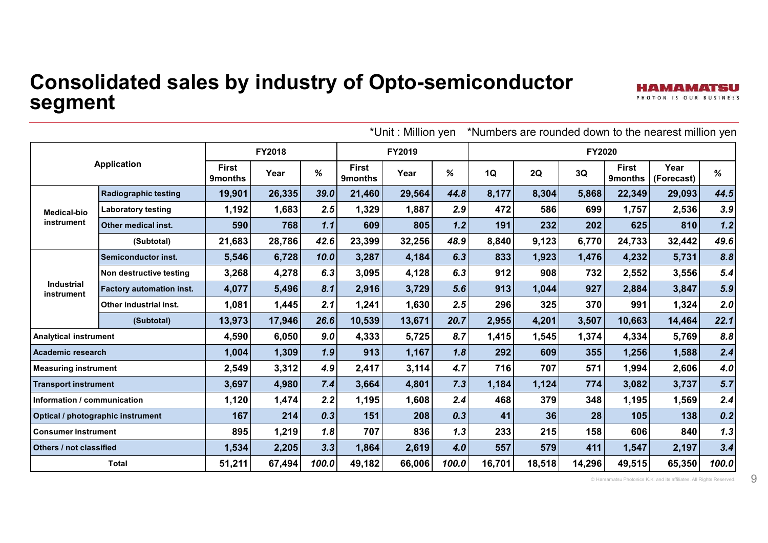# Consolidated sales by industry of Opto-semiconductor segment

*Unit : Million yen　*Numbers are rounded down to the nearest million yen

| Application | | FY2018 | | | FY2019 | | | FY2020 | | | | | |
|---|---|---|---|---|---|---|---|---|---|---|---|---|---|
| | | First 9months | Year | % | First 9months | Year | % | 1Q | 2Q | 3Q | First 9months | Year (Forecast) | % |
| Medical-bio instrument | Radiographic testing | 19,901 | 26,335 | *39.0* | 21,460 | 29,564 | *44.8* | 8,177 | 8,304 | 5,868 | 22,349 | 29,093 | *44.5* |
| | Laboratory testing | 1,192 | 1,683 | *2.5* | 1,329 | 1,887 | *2.9* | 472 | 586 | 699 | 1,757 | 2,536 | *3.9* |
| | Other medical inst. | 590 | 768 | *1.1* | 609 | 805 | *1.2* | 191 | 232 | 202 | 625 | 810 | *1.2* |
| | (Subtotal) | 21,683 | 28,786 | *42.6* | 23,399 | 32,256 | *48.9* | 8,840 | 9,123 | 6,770 | 24,733 | 32,442 | *49.6* |
| Industrial instrument | Semiconductor inst. | 5,546 | 6,728 | *10.0* | 3,287 | 4,184 | *6.3* | 833 | 1,923 | 1,476 | 4,232 | 5,731 | *8.8* |
| | Non destructive testing | 3,268 | 4,278 | *6.3* | 3,095 | 4,128 | *6.3* | 912 | 908 | 732 | 2,552 | 3,556 | *5.4* |
| | Factory automation inst. | 4,077 | 5,496 | *8.1* | 2,916 | 3,729 | *5.6* | 913 | 1,044 | 927 | 2,884 | 3,847 | *5.9* |
| | Other industrial inst. | 1,081 | 1,445 | *2.1* | 1,241 | 1,630 | *2.5* | 296 | 325 | 370 | 991 | 1,324 | *2.0* |
| | (Subtotal) | 13,973 | 17,946 | *26.6* | 10,539 | 13,671 | *20.7* | 2,955 | 4,201 | 3,507 | 10,663 | 14,464 | *22.1* |
| Analytical instrument | | 4,590 | 6,050 | *9.0* | 4,333 | 5,725 | *8.7* | 1,415 | 1,545 | 1,374 | 4,334 | 5,769 | *8.8* |
| Academic research | | 1,004 | 1,309 | *1.9* | 913 | 1,167 | *1.8* | 292 | 609 | 355 | 1,256 | 1,588 | *2.4* |
| Measuring instrument | | 2,549 | 3,312 | *4.9* | 2,417 | 3,114 | *4.7* | 716 | 707 | 571 | 1,994 | 2,606 | *4.0* |
| Transport instrument | | 3,697 | 4,980 | *7.4* | 3,664 | 4,801 | *7.3* | 1,184 | 1,124 | 774 | 3,082 | 3,737 | *5.7* |
| Information / communication | | 1,120 | 1,474 | *2.2* | 1,195 | 1,608 | *2.4* | 468 | 379 | 348 | 1,195 | 1,569 | *2.4* |
| Optical / photographic instrument | | 167 | 214 | *0.3* | 151 | 208 | *0.3* | 41 | 36 | 28 | 105 | 138 | *0.2* |
| Consumer instrument | | 895 | 1,219 | *1.8* | 707 | 836 | *1.3* | 233 | 215 | 158 | 606 | 840 | *1.3* |
| Others / not classified | | 1,534 | 2,205 | *3.3* | 1,864 | 2,619 | *4.0* | 557 | 579 | 411 | 1,547 | 2,197 | *3.4* |
| Total | | 51,211 | 67,494 | *100.0* | 49,182 | 66,006 | *100.0* | 16,701 | 18,518 | 14,296 | 49,515 | 65,350 | *100.0* |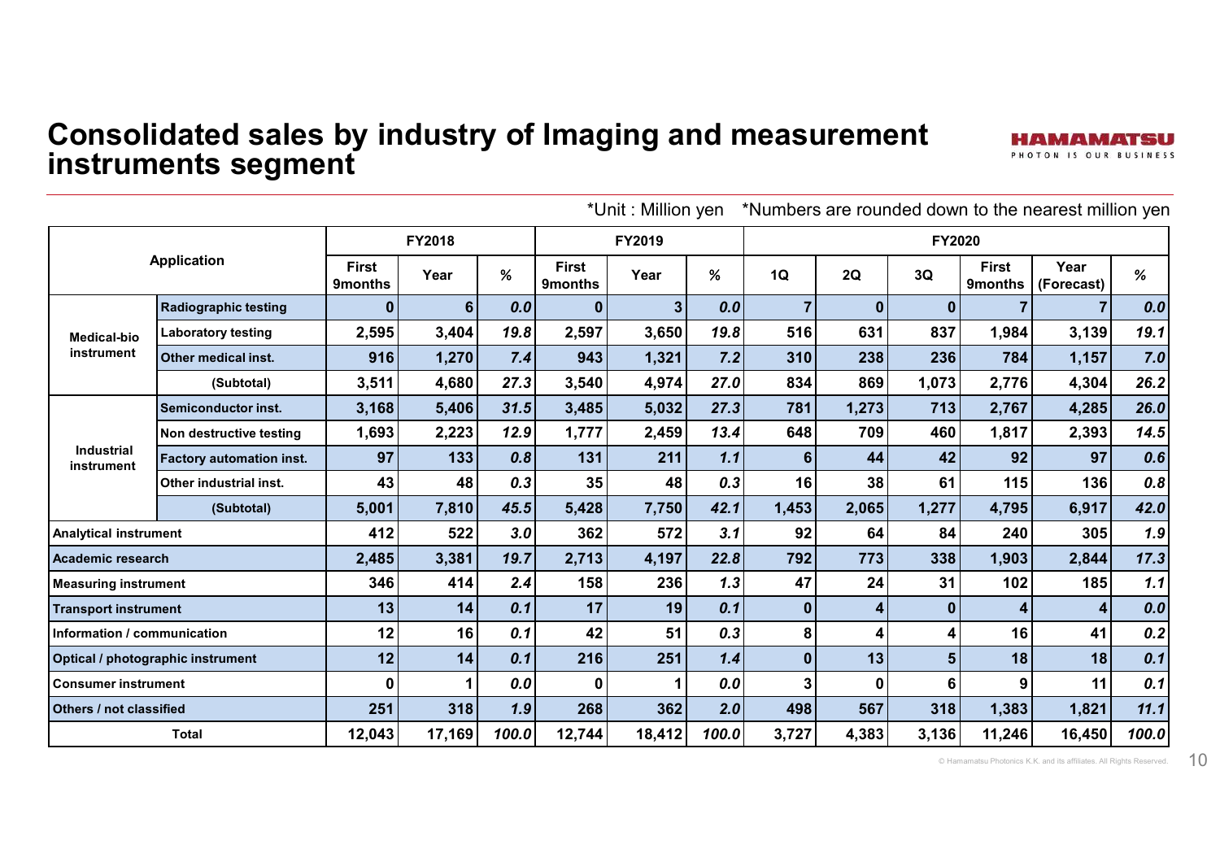# Consolidated sales by industry of Imaging and measurement instruments segment

*Unit : Million yen　*Numbers are rounded down to the nearest million yen

| Application | | FY2018 | | | FY2019 | | | FY2020 | | | | | |
|---|---|---|---|---|---|---|---|---|---|---|---|---|---|
| | | First 9months | Year | % | First 9months | Year | % | 1Q | 2Q | 3Q | First 9months | Year (Forecast) | % |
| Medical-bio instrument | Radiographic testing | 0 | 6 | 0.0 | 0 | 3 | 0.0 | 7 | 0 | 0 | 7 | 7 | 0.0 |
| | Laboratory testing | 2,595 | 3,404 | 19.8 | 2,597 | 3,650 | 19.8 | 516 | 631 | 837 | 1,984 | 3,139 | 19.1 |
| | Other medical inst. | 916 | 1,270 | 7.4 | 943 | 1,321 | 7.2 | 310 | 238 | 236 | 784 | 1,157 | 7.0 |
| | (Subtotal) | 3,511 | 4,680 | 27.3 | 3,540 | 4,974 | 27.0 | 834 | 869 | 1,073 | 2,776 | 4,304 | 26.2 |
| Industrial instrument | Semiconductor inst. | 3,168 | 5,406 | 31.5 | 3,485 | 5,032 | 27.3 | 781 | 1,273 | 713 | 2,767 | 4,285 | 26.0 |
| | Non destructive testing | 1,693 | 2,223 | 12.9 | 1,777 | 2,459 | 13.4 | 648 | 709 | 460 | 1,817 | 2,393 | 14.5 |
| | Factory automation inst. | 97 | 133 | 0.8 | 131 | 211 | 1.1 | 6 | 44 | 42 | 92 | 97 | 0.6 |
| | Other industrial inst. | 43 | 48 | 0.3 | 35 | 48 | 0.3 | 16 | 38 | 61 | 115 | 136 | 0.8 |
| | (Subtotal) | 5,001 | 7,810 | 45.5 | 5,428 | 7,750 | 42.1 | 1,453 | 2,065 | 1,277 | 4,795 | 6,917 | 42.0 |
| Analytical instrument | | 412 | 522 | 3.0 | 362 | 572 | 3.1 | 92 | 64 | 84 | 240 | 305 | 1.9 |
| Academic research | | 2,485 | 3,381 | 19.7 | 2,713 | 4,197 | 22.8 | 792 | 773 | 338 | 1,903 | 2,844 | 17.3 |
| Measuring instrument | | 346 | 414 | 2.4 | 158 | 236 | 1.3 | 47 | 24 | 31 | 102 | 185 | 1.1 |
| Transport instrument | | 13 | 14 | 0.1 | 17 | 19 | 0.1 | 0 | 4 | 0 | 4 | 4 | 0.0 |
| Information / communication | | 12 | 16 | 0.1 | 42 | 51 | 0.3 | 8 | 4 | 4 | 16 | 41 | 0.2 |
| Optical / photographic instrument | | 12 | 14 | 0.1 | 216 | 251 | 1.4 | 0 | 13 | 5 | 18 | 18 | 0.1 |
| Consumer instrument | | 0 | 1 | 0.0 | 0 | 1 | 0.0 | 3 | 0 | 6 | 9 | 11 | 0.1 |
| Others / not classified | | 251 | 318 | 1.9 | 268 | 362 | 2.0 | 498 | 567 | 318 | 1,383 | 1,821 | 11.1 |
| Total | | 12,043 | 17,169 | 100.0 | 12,744 | 18,412 | 100.0 | 3,727 | 4,383 | 3,136 | 11,246 | 16,450 | 100.0 |

© Hamamatsu Photonics K.K. and its affiliates. All Rights Reserved.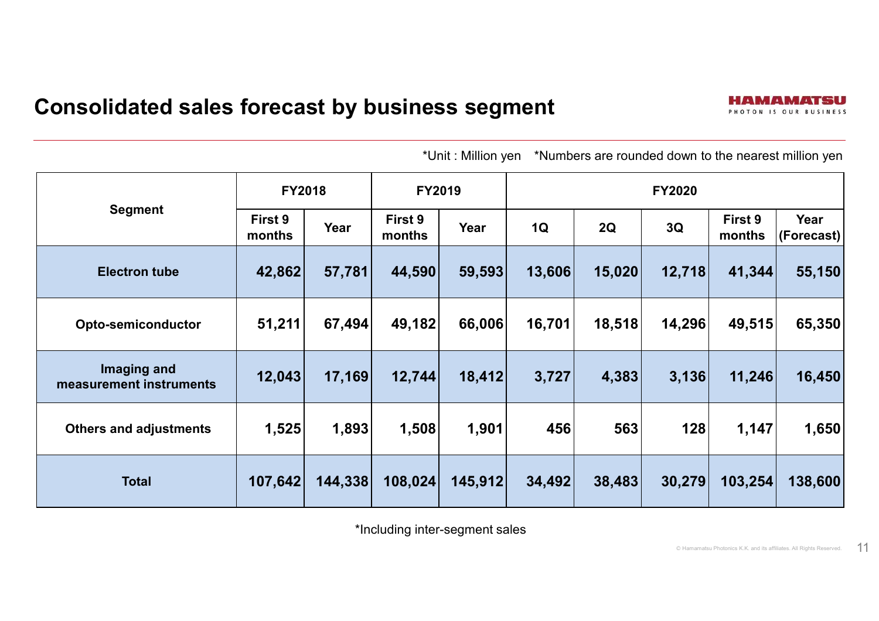# Consolidated sales forecast by business segment

*Unit : Million yen　*Numbers are rounded down to the nearest million yen

| Segment | FY2018 | | FY2019 | | FY2020 | | | | |
|---|---|---|---|---|---|---|---|---|---|
| | First 9 months | Year | First 9 months | Year | 1Q | 2Q | 3Q | First 9 months | Year (Forecast) |
| **Electron tube** | **42,862** | **57,781** | **44,590** | **59,593** | **13,606** | **15,020** | **12,718** | **41,344** | **55,150** |
| **Opto-semiconductor** | **51,211** | **67,494** | **49,182** | **66,006** | **16,701** | **18,518** | **14,296** | **49,515** | **65,350** |
| **Imaging and measurement instruments** | **12,043** | **17,169** | **12,744** | **18,412** | **3,727** | **4,383** | **3,136** | **11,246** | **16,450** |
| **Others and adjustments** | **1,525** | **1,893** | **1,508** | **1,901** | **456** | **563** | **128** | **1,147** | **1,650** |
| **Total** | **107,642** | **144,338** | **108,024** | **145,912** | **34,492** | **38,483** | **30,279** | **103,254** | **138,600** |

*Including inter-segment sales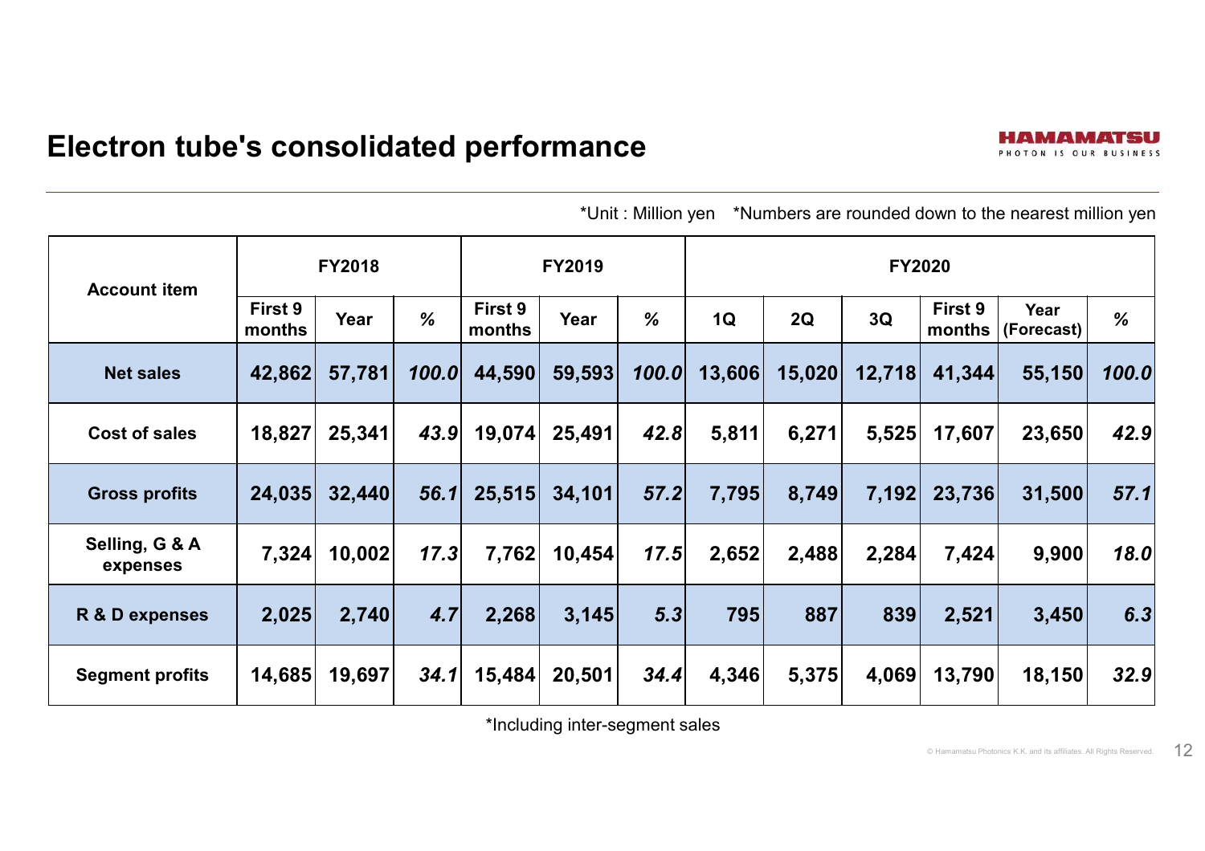# Electron tube's consolidated performance

*Unit : Million yen　*Numbers are rounded down to the nearest million yen

| Account item | FY2018 | | | FY2019 | | | FY2020 | | | | | |
|---|---|---|---|---|---|---|---|---|---|---|---|---|
| | First 9 months | Year | % | First 9 months | Year | % | 1Q | 2Q | 3Q | First 9 months | Year (Forecast) | % |
| Net sales | 42,862 | 57,781 | *100.0* | 44,590 | 59,593 | *100.0* | 13,606 | 15,020 | 12,718 | 41,344 | 55,150 | *100.0* |
| Cost of sales | 18,827 | 25,341 | *43.9* | 19,074 | 25,491 | *42.8* | 5,811 | 6,271 | 5,525 | 17,607 | 23,650 | *42.9* |
| Gross profits | 24,035 | 32,440 | *56.1* | 25,515 | 34,101 | *57.2* | 7,795 | 8,749 | 7,192 | 23,736 | 31,500 | *57.1* |
| Selling, G & A expenses | 7,324 | 10,002 | *17.3* | 7,762 | 10,454 | *17.5* | 2,652 | 2,488 | 2,284 | 7,424 | 9,900 | *18.0* |
| R & D expenses | 2,025 | 2,740 | *4.7* | 2,268 | 3,145 | *5.3* | 795 | 887 | 839 | 2,521 | 3,450 | *6.3* |
| Segment profits | 14,685 | 19,697 | *34.1* | 15,484 | 20,501 | *34.4* | 4,346 | 5,375 | 4,069 | 13,790 | 18,150 | *32.9* |

*Including inter-segment sales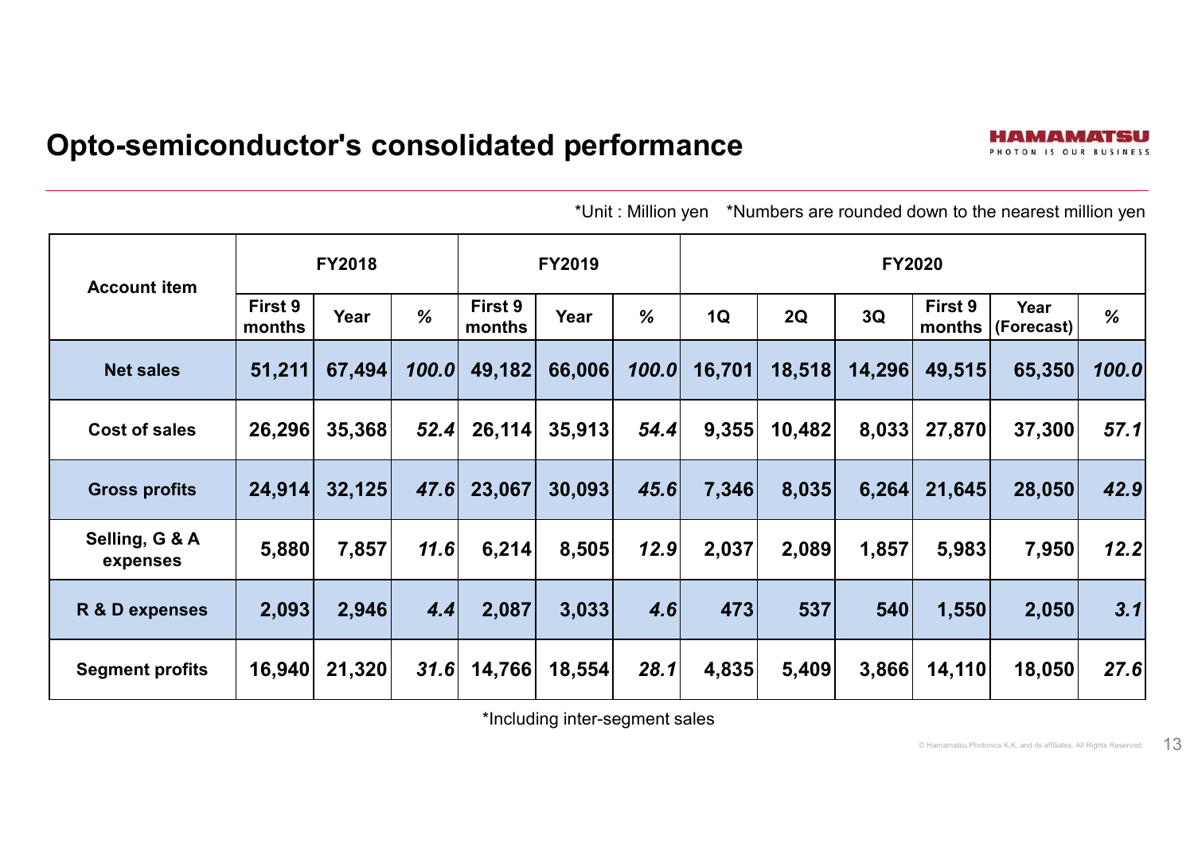# Opto-semiconductor's consolidated performance

*Unit : Million yen　*Numbers are rounded down to the nearest million yen

| Account item | FY2018 | | | FY2019 | | | FY2020 | | | | | |
|---|---|---|---|---|---|---|---|---|---|---|---|---|
| | First 9 months | Year | % | First 9 months | Year | % | 1Q | 2Q | 3Q | First 9 months | Year (Forecast) | % |
| Net sales | 51,211 | 67,494 | 100.0 | 49,182 | 66,006 | 100.0 | 16,701 | 18,518 | 14,296 | 49,515 | 65,350 | 100.0 |
| Cost of sales | 26,296 | 35,368 | 52.4 | 26,114 | 35,913 | 54.4 | 9,355 | 10,482 | 8,033 | 27,870 | 37,300 | 57.1 |
| Gross profits | 24,914 | 32,125 | 47.6 | 23,067 | 30,093 | 45.6 | 7,346 | 8,035 | 6,264 | 21,645 | 28,050 | 42.9 |
| Selling, G & A expenses | 5,880 | 7,857 | 11.6 | 6,214 | 8,505 | 12.9 | 2,037 | 2,089 | 1,857 | 5,983 | 7,950 | 12.2 |
| R & D expenses | 2,093 | 2,946 | 4.4 | 2,087 | 3,033 | 4.6 | 473 | 537 | 540 | 1,550 | 2,050 | 3.1 |
| Segment profits | 16,940 | 21,320 | 31.6 | 14,766 | 18,554 | 28.1 | 4,835 | 5,409 | 3,866 | 14,110 | 18,050 | 27.6 |

*Including inter-segment sales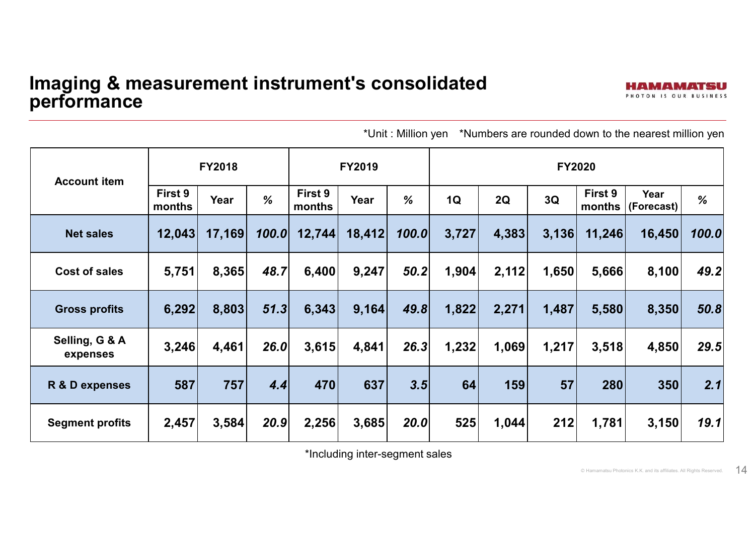# Imaging & measurement instrument's consolidated performance

*Unit : Million yen　*Numbers are rounded down to the nearest million yen

| Account item | FY2018 | | | FY2019 | | | FY2020 | | | | | |
|---|---|---|---|---|---|---|---|---|---|---|---|---|
| | First 9 months | Year | % | First 9 months | Year | % | 1Q | 2Q | 3Q | First 9 months | Year (Forecast) | % |
| Net sales | 12,043 | 17,169 | *100.0* | 12,744 | 18,412 | *100.0* | 3,727 | 4,383 | 3,136 | 11,246 | 16,450 | *100.0* |
| Cost of sales | 5,751 | 8,365 | *48.7* | 6,400 | 9,247 | *50.2* | 1,904 | 2,112 | 1,650 | 5,666 | 8,100 | *49.2* |
| Gross profits | 6,292 | 8,803 | *51.3* | 6,343 | 9,164 | *49.8* | 1,822 | 2,271 | 1,487 | 5,580 | 8,350 | *50.8* |
| Selling, G & A expenses | 3,246 | 4,461 | *26.0* | 3,615 | 4,841 | *26.3* | 1,232 | 1,069 | 1,217 | 3,518 | 4,850 | *29.5* |
| R & D expenses | 587 | 757 | *4.4* | 470 | 637 | *3.5* | 64 | 159 | 57 | 280 | 350 | *2.1* |
| Segment profits | 2,457 | 3,584 | *20.9* | 2,256 | 3,685 | *20.0* | 525 | 1,044 | 212 | 1,781 | 3,150 | *19.1* |

*Including inter-segment sales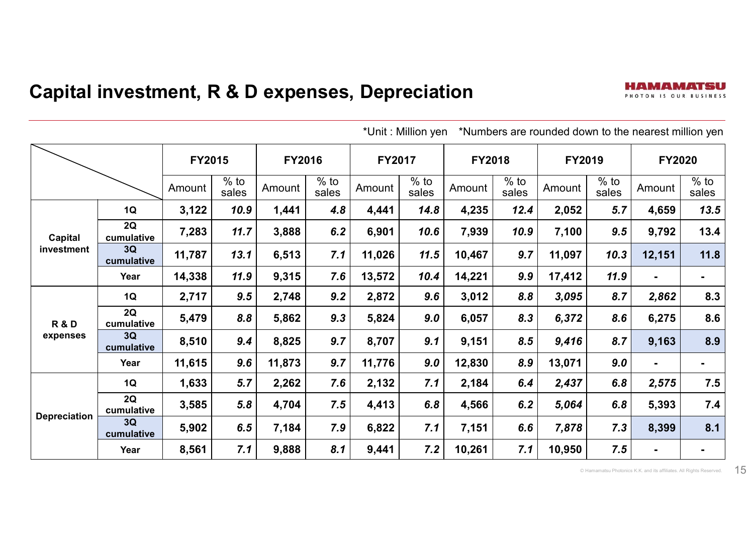# Capital investment, R & D expenses, Depreciation

*Unit : Million yen *Numbers are rounded down to the nearest million yen

| | | FY2015 | | FY2016 | | FY2017 | | FY2018 | | FY2019 | | FY2020 | |
|---|---|---|---|---|---|---|---|---|---|---|---|---|---|
| | | Amount | % to sales | Amount | % to sales | Amount | % to sales | Amount | % to sales | Amount | % to sales | Amount | % to sales |
| Capital investment | 1Q | 3,122 | 10.9 | 1,441 | 4.8 | 4,441 | 14.8 | 4,235 | 12.4 | 2,052 | 5.7 | 4,659 | 13.5 |
| | 2Q cumulative | 7,283 | 11.7 | 3,888 | 6.2 | 6,901 | 10.6 | 7,939 | 10.9 | 7,100 | 9.5 | 9,792 | 13.4 |
| | 3Q cumulative | 11,787 | 13.1 | 6,513 | 7.1 | 11,026 | 11.5 | 10,467 | 9.7 | 11,097 | 10.3 | 12,151 | 11.8 |
| | Year | 14,338 | 11.9 | 9,315 | 7.6 | 13,572 | 10.4 | 14,221 | 9.9 | 17,412 | 11.9 | - | - |
| R & D expenses | 1Q | 2,717 | 9.5 | 2,748 | 9.2 | 2,872 | 9.6 | 3,012 | 8.8 | 3,095 | 8.7 | 2,862 | 8.3 |
| | 2Q cumulative | 5,479 | 8.8 | 5,862 | 9.3 | 5,824 | 9.0 | 6,057 | 8.3 | 6,372 | 8.6 | 6,275 | 8.6 |
| | 3Q cumulative | 8,510 | 9.4 | 8,825 | 9.7 | 8,707 | 9.1 | 9,151 | 8.5 | 9,416 | 8.7 | 9,163 | 8.9 |
| | Year | 11,615 | 9.6 | 11,873 | 9.7 | 11,776 | 9.0 | 12,830 | 8.9 | 13,071 | 9.0 | - | - |
| Depreciation | 1Q | 1,633 | 5.7 | 2,262 | 7.6 | 2,132 | 7.1 | 2,184 | 6.4 | 2,437 | 6.8 | 2,575 | 7.5 |
| | 2Q cumulative | 3,585 | 5.8 | 4,704 | 7.5 | 4,413 | 6.8 | 4,566 | 6.2 | 5,064 | 6.8 | 5,393 | 7.4 |
| | 3Q cumulative | 5,902 | 6.5 | 7,184 | 7.9 | 6,822 | 7.1 | 7,151 | 6.6 | 7,878 | 7.3 | 8,399 | 8.1 |
| | Year | 8,561 | 7.1 | 9,888 | 8.1 | 9,441 | 7.2 | 10,261 | 7.1 | 10,950 | 7.5 | - | - |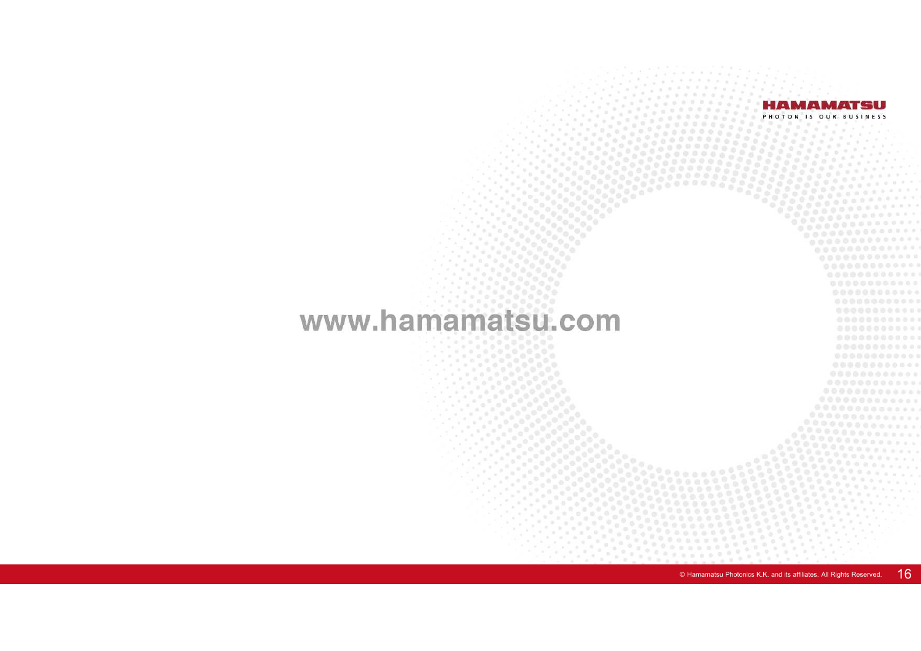HAMAMATSU

PHOTON IS OUR BUSINESS

www.hamamatsu.com

© Hamamatsu Photonics K.K. and its affiliates. All Rights Reserved.